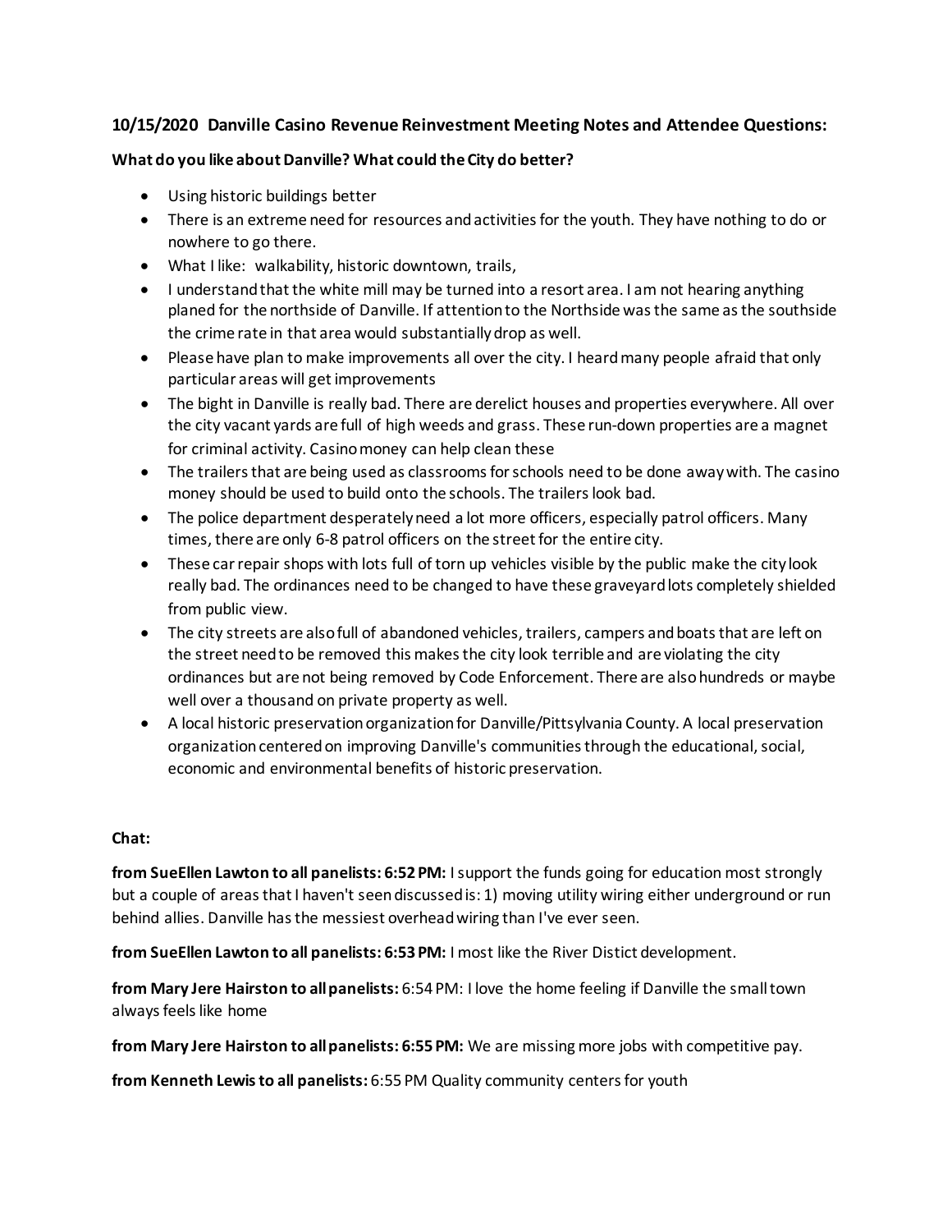### 10/15/2020 Danville Casino Revenue Reinvestment Meeting Notes and Attendee Questions:

#### What do you like about Danville? What could the City do better?

- Using historic buildings better
- There is an extreme need for resources and activities for the youth. They have nothing to do or nowhere to go there.
- What I like: walkability, historic downtown, trails,
- I understand that the white mill may be turned into a resort area. I am not hearing anything planed for the northside of Danville. If attention to the Northside was the same as the southside the crime rate in that area would substantially drop as well.
- Please have plan to make improvements all over the city. I heard many people afraid that only particular areas will get improvements
- The bight in Danville is really bad. There are derelict houses and properties everywhere. All over the city vacant yards are full of high weeds and grass. These run-down properties are a magnet for criminal activity. Casino money can help clean these
- The trailers that are being used as classrooms for schools need to be done away with. The casino money should be used to build onto the schools. The trailers look bad.
- The police department desperately need a lot more officers, especially patrol officers. Many times, there are only 6-8 patrol officers on the street for the entire city.
- These car repair shops with lots full of torn up vehicles visible by the public make the city look really bad. The ordinances need to be changed to have these graveyard lots completely shielded from public view.
- The city streets are also full of abandoned vehicles, trailers, campers and boats that are left on the street need to be removed this makes the city look terrible and are violating the city ordinances but are not being removed by Code Enforcement. There are also hundreds or maybe well over a thousand on private property as well.
- A local historic preservation organization for Danville/Pittsylvania County. A local preservation organization centered on improving Danville's communities through the educational, social, economic and environmental benefits of historic preservation.

**Chat:**

**from SueEllen Lawton to all panelists: 6:52 PM:** I support the funds going for education most strongly but a couple of areas that I haven't seen discussed is: 1) moving utility wiring either underground or run behind allies. Danville has the messiest overhead wiring than I've ever seen.

**from SueEllen Lawton to all panelists: 6:53 PM:** I most like the River Distict development.

**from Mary Jere Hairston to all panelists:** 6:54 PM: I love the home feeling if Danville the small town always feels like home

**from Mary Jere Hairston to all panelists: 6:55 PM:** We are missing more jobs with competitive pay.

**from Kenneth Lewis to all panelists:** 6:55 PM Quality community centers for youth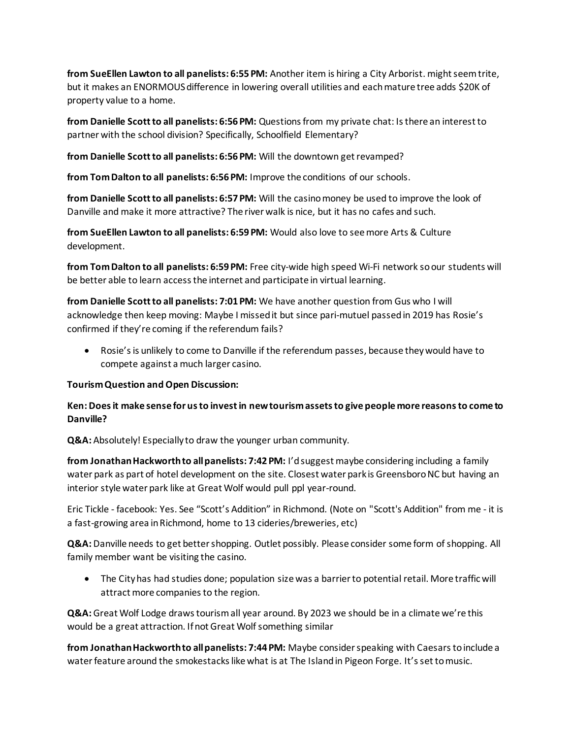**from SueEllen Lawton to all panelists: 6:55 PM:** Another item is hiring a City Arborist. might seem trite, but it makes an ENORMOUS difference in lowering overall utilities and each mature tree adds $20K of property value to a home.

**from Danielle Scott to all panelists: 6:56 PM:** Questions from my private chat: Is there an interest to partner with the school division? Specifically, Schoolfield Elementary?

**from Danielle Scott to all panelists: 6:56 PM:** Will the downtown get revamped?

**from Tom Dalton to all panelists: 6:56 PM:** Improve the conditions of our schools.

**from Danielle Scott to all panelists: 6:57 PM:** Will the casino money be used to improve the look of Danville and make it more attractive? The river walk is nice, but it has no cafes and such.

**from SueEllen Lawton to all panelists: 6:59 PM:** Would also love to see more Arts & Culture development.

**from Tom Dalton to all panelists: 6:59 PM:** Free city-wide high speed Wi-Fi network so our students will be better able to learn access the internet and participate in virtual learning.

**from Danielle Scott to all panelists: 7:01 PM:** We have another question from Gus who I will acknowledge then keep moving: Maybe I missed it but since pari-mutuel passed in 2019 has Rosie's confirmed if they're coming if the referendum fails?

- Rosie's is unlikely to come to Danville if the referendum passes, because they would have to compete against a much larger casino.

**Tourism Question and Open Discussion:**

**Ken: Does it make sense for us to invest in new tourism assets to give people more reasons to come to Danville?**

**Q&A:** Absolutely! Especially to draw the younger urban community.

**from Jonathan Hackworth to all panelists: 7:42 PM:** I'd suggest maybe considering including a family water park as part of hotel development on the site. Closest water park is Greensboro NC but having an interior style water park like at Great Wolf would pull ppl year-round.

Eric Tickle - facebook: Yes. See "Scott's Addition" in Richmond. (Note on "Scott's Addition" from me - it is a fast-growing area in Richmond, home to 13 cideries/breweries, etc)

**Q&A:** Danville needs to get better shopping. Outlet possibly. Please consider some form of shopping. All family member want be visiting the casino.

- The City has had studies done; population size was a barrier to potential retail. More traffic will attract more companies to the region.

**Q&A:** Great Wolf Lodge draws tourism all year around. By 2023 we should be in a climate we're this would be a great attraction. If not Great Wolf something similar

**from Jonathan Hackworth to all panelists: 7:44 PM:** Maybe consider speaking with Caesars to include a water feature around the smokestacks like what is at The Island in Pigeon Forge. It's set to music.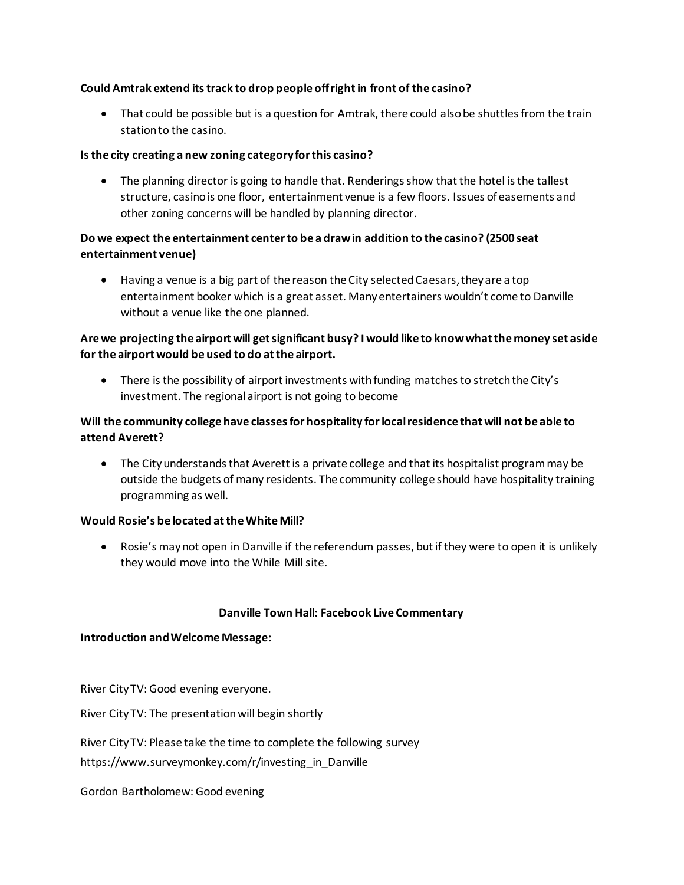**Could Amtrak extend its track to drop people off right in front of the casino?**

- That could be possible but is a question for Amtrak, there could also be shuttles from the train station to the casino.

**Is the city creating a new zoning category for this casino?**

- The planning director is going to handle that. Renderings show that the hotel is the tallest structure, casino is one floor, entertainment venue is a few floors. Issues of easements and other zoning concerns will be handled by planning director.

**Do we expect the entertainment center to be a draw in addition to the casino? (2500 seat entertainment venue)**

- Having a venue is a big part of the reason the City selected Caesars, they are a top entertainment booker which is a great asset. Many entertainers wouldn't come to Danville without a venue like the one planned.

**Are we projecting the airport will get significant busy? I would like to know what the money set aside for the airport would be used to do at the airport.**

- There is the possibility of airport investments with funding matches to stretch the City's investment. The regional airport is not going to become

**Will the community college have classes for hospitality for local residence that will not be able to attend Averett?**

- The City understands that Averett is a private college and that its hospitalist program may be outside the budgets of many residents. The community college should have hospitality training programming as well.

**Would Rosie's be located at the White Mill?**

- Rosie's may not open in Danville if the referendum passes, but if they were to open it is unlikely they would move into the While Mill site.

**Danville Town Hall: Facebook Live Commentary**

**Introduction and Welcome Message:**

River City TV: Good evening everyone.

River City TV: The presentation will begin shortly

River City TV: Please take the time to complete the following survey https://www.surveymonkey.com/r/investing_in_Danville

Gordon Bartholomew: Good evening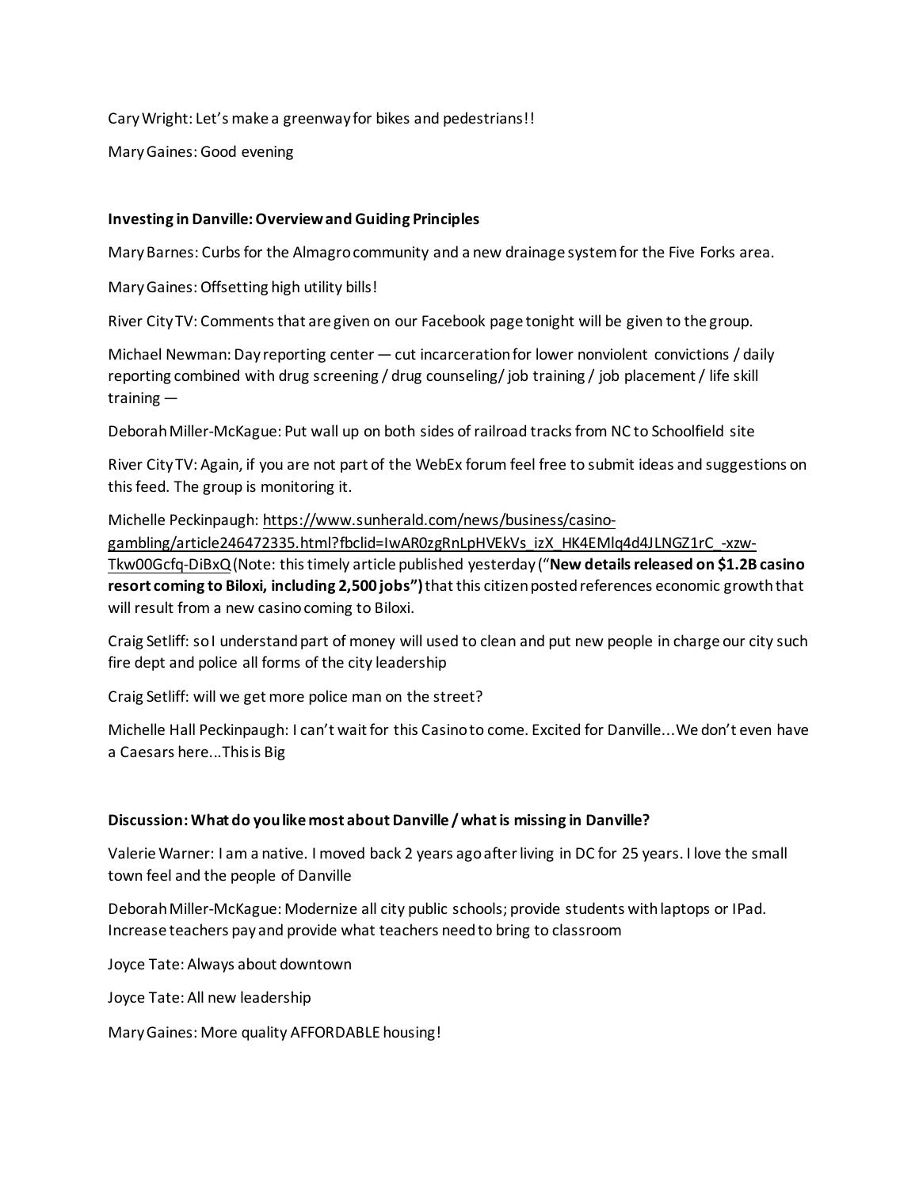Cary Wright: Let's make a greenway for bikes and pedestrians!!

Mary Gaines: Good evening

**Investing in Danville: Overview and Guiding Principles**

Mary Barnes: Curbs for the Almagro community and a new drainage system for the Five Forks area.

Mary Gaines: Offsetting high utility bills!

River City TV: Comments that are given on our Facebook page tonight will be given to the group.

Michael Newman: Day reporting center — cut incarceration for lower nonviolent convictions / daily reporting combined with drug screening / drug counseling/ job training / job placement / life skill training —

Deborah Miller-McKague: Put wall up on both sides of railroad tracks from NC to Schoolfield site

River City TV: Again, if you are not part of the WebEx forum feel free to submit ideas and suggestions on this feed. The group is monitoring it.

Michelle Peckinpaugh: https://www.sunherald.com/news/business/casino-gambling/article246472335.html?fbclid=IwAR0zgRnLpHVEkVs_izX_HK4EMlq4d4JLNGZ1rC_-xzw-Tkw00Gcfq-DiBxQ (Note: this timely article published yesterday ("**New details released on $1.2B casino resort coming to Biloxi, including 2,500 jobs")** that this citizen posted references economic growth that will result from a new casino coming to Biloxi.

Craig Setliff: so I understand part of money will used to clean and put new people in charge our city such fire dept and police all forms of the city leadership

Craig Setliff: will we get more police man on the street?

Michelle Hall Peckinpaugh: I can't wait for this Casino to come. Excited for Danville...We don't even have a Caesars here...This is Big

**Discussion: What do you like most about Danville / what is missing in Danville?**

Valerie Warner: I am a native. I moved back 2 years ago after living in DC for 25 years. I love the small town feel and the people of Danville

Deborah Miller-McKague: Modernize all city public schools; provide students with laptops or IPad. Increase teachers pay and provide what teachers need to bring to classroom

Joyce Tate: Always about downtown

Joyce Tate: All new leadership

Mary Gaines: More quality AFFORDABLE housing!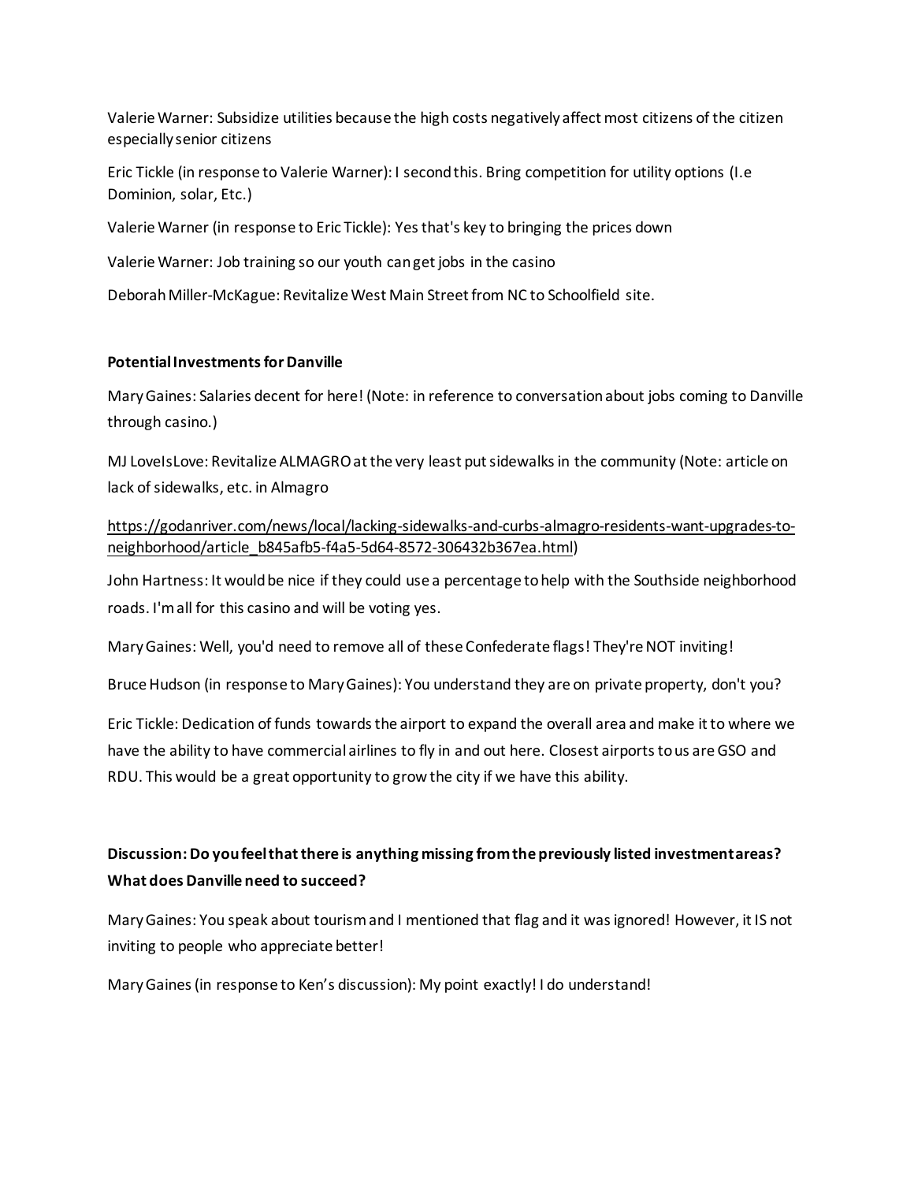Valerie Warner: Subsidize utilities because the high costs negatively affect most citizens of the citizen especially senior citizens

Eric Tickle (in response to Valerie Warner): I second this. Bring competition for utility options (I.e Dominion, solar, Etc.)

Valerie Warner (in response to Eric Tickle): Yes that's key to bringing the prices down

Valerie Warner: Job training so our youth can get jobs in the casino

Deborah Miller-McKague: Revitalize West Main Street from NC to Schoolfield site.

**Potential Investments for Danville**

Mary Gaines: Salaries decent for here! (Note: in reference to conversation about jobs coming to Danville through casino.)

MJ LoveIsLove: Revitalize ALMAGRO at the very least put sidewalks in the community (Note: article on lack of sidewalks, etc. in Almagro https://godanriver.com/news/local/lacking-sidewalks-and-curbs-almagro-residents-want-upgrades-to-neighborhood/article_b845afb5-f4a5-5d64-8572-306432b367ea.html)

John Hartness: It would be nice if they could use a percentage to help with the Southside neighborhood roads. I'm all for this casino and will be voting yes.

Mary Gaines: Well, you'd need to remove all of these Confederate flags! They're NOT inviting!

Bruce Hudson (in response to Mary Gaines): You understand they are on private property, don't you?

Eric Tickle: Dedication of funds towards the airport to expand the overall area and make it to where we have the ability to have commercial airlines to fly in and out here. Closest airports to us are GSO and RDU. This would be a great opportunity to grow the city if we have this ability.

**Discussion: Do you feel that there is anything missing from the previously listed investment areas? What does Danville need to succeed?**

Mary Gaines: You speak about tourism and I mentioned that flag and it was ignored! However, it IS not inviting to people who appreciate better!

Mary Gaines (in response to Ken's discussion): My point exactly! I do understand!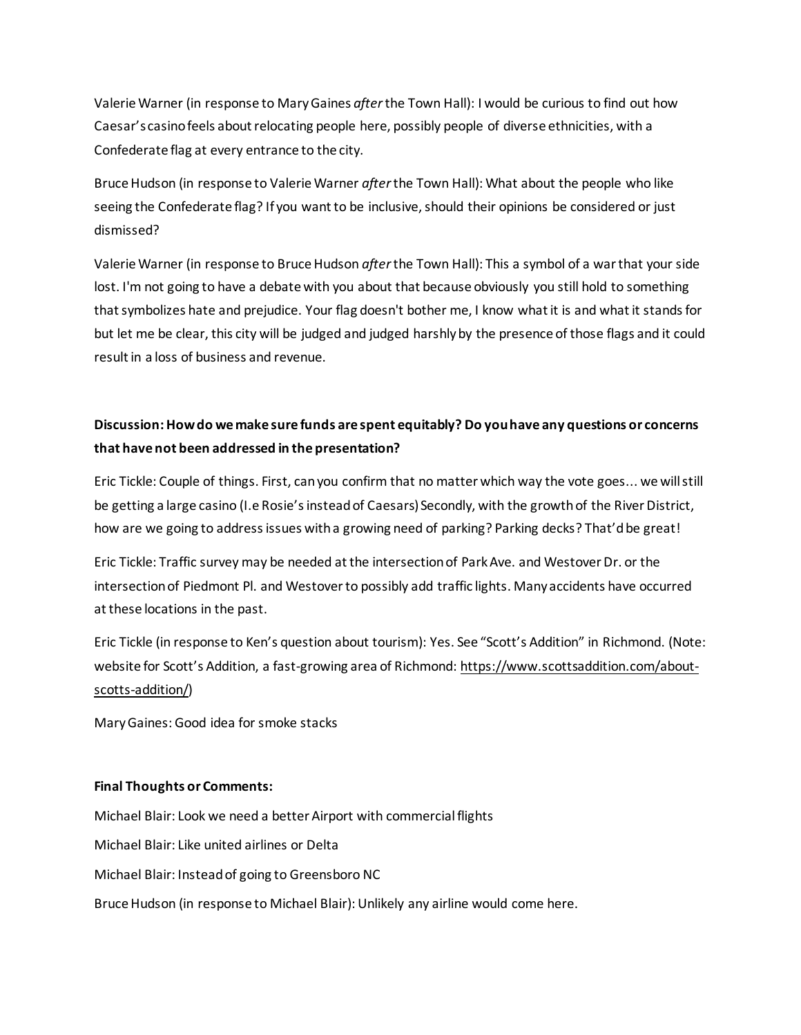Valerie Warner (in response to Mary Gaines *after* the Town Hall): I would be curious to find out how Caesar's casino feels about relocating people here, possibly people of diverse ethnicities, with a Confederate flag at every entrance to the city.

Bruce Hudson (in response to Valerie Warner *after* the Town Hall): What about the people who like seeing the Confederate flag? If you want to be inclusive, should their opinions be considered or just dismissed?

Valerie Warner (in response to Bruce Hudson *after* the Town Hall): This a symbol of a war that your side lost. I'm not going to have a debate with you about that because obviously you still hold to something that symbolizes hate and prejudice. Your flag doesn't bother me, I know what it is and what it stands for but let me be clear, this city will be judged and judged harshly by the presence of those flags and it could result in a loss of business and revenue.

**Discussion: How do we make sure funds are spent equitably? Do you have any questions or concerns that have not been addressed in the presentation?**

Eric Tickle: Couple of things. First, can you confirm that no matter which way the vote goes... we will still be getting a large casino (I.e Rosie's instead of Caesars) Secondly, with the growth of the River District, how are we going to address issues with a growing need of parking? Parking decks? That'd be great!

Eric Tickle: Traffic survey may be needed at the intersection of Park Ave. and Westover Dr. or the intersection of Piedmont Pl. and Westover to possibly add traffic lights. Many accidents have occurred at these locations in the past.

Eric Tickle (in response to Ken's question about tourism): Yes. See "Scott's Addition" in Richmond. (Note: website for Scott's Addition, a fast-growing area of Richmond: https://www.scottsaddition.com/about-scotts-addition/)

Mary Gaines: Good idea for smoke stacks

**Final Thoughts or Comments:**

Michael Blair: Look we need a better Airport with commercial flights

Michael Blair: Like united airlines or Delta

Michael Blair: Instead of going to Greensboro NC

Bruce Hudson (in response to Michael Blair): Unlikely any airline would come here.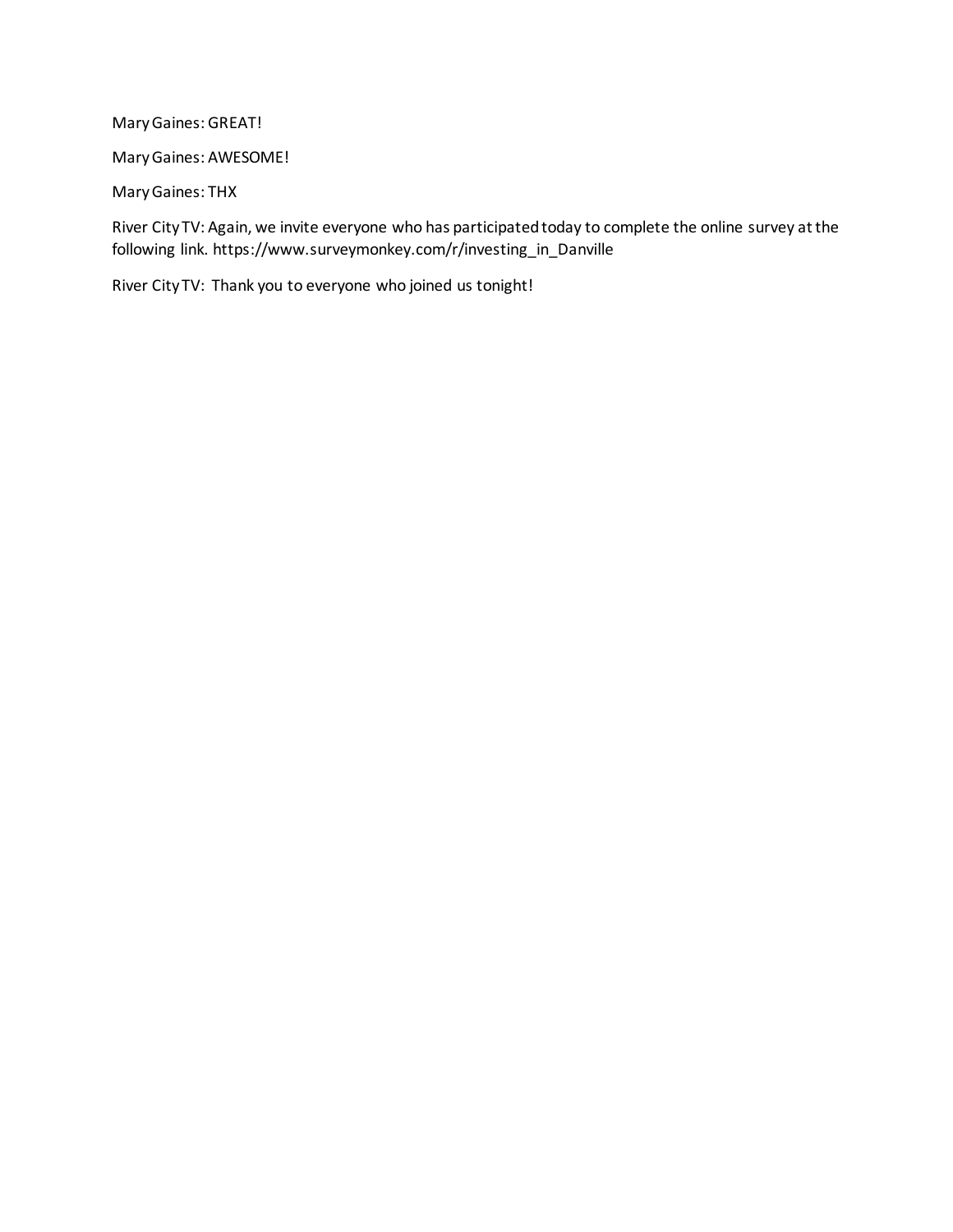Mary Gaines: GREAT!

Mary Gaines: AWESOME!

Mary Gaines: THX

River City TV: Again, we invite everyone who has participated today to complete the online survey at the following link. https://www.surveymonkey.com/r/investing_in_Danville

River City TV: Thank you to everyone who joined us tonight!